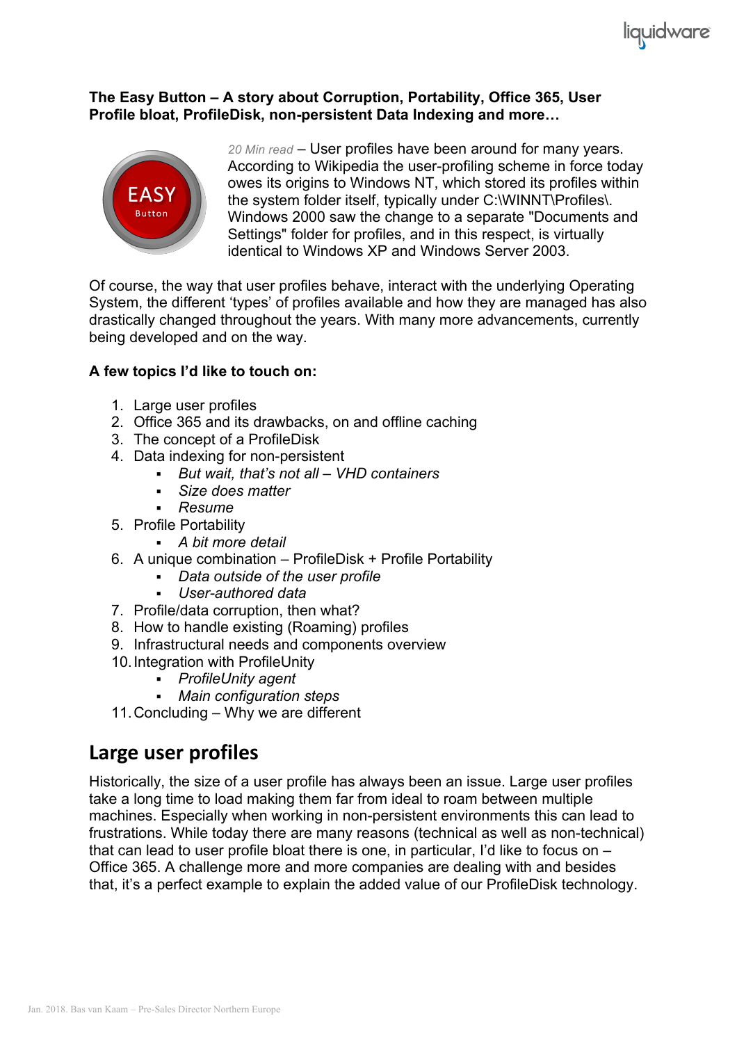**The Easy Button – A story about Corruption, Portability, Office 365, User Profile bloat, ProfileDisk, non-persistent Data Indexing and more…**

*20 Min read* – User profiles have been around for many years. According to Wikipedia the user-profiling scheme in force today owes its origins to Windows NT, which stored its profiles within the system folder itself, typically under C:\WINNT\Profiles\. Windows 2000 saw the change to a separate "Documents and Settings" folder for profiles, and in this respect, is virtually identical to Windows XP and Windows Server 2003.

Of course, the way that user profiles behave, interact with the underlying Operating System, the different 'types' of profiles available and how they are managed has also drastically changed throughout the years. With many more advancements, currently being developed and on the way.

**A few topics I'd like to touch on:**

1. Large user profiles
2. Office 365 and its drawbacks, on and offline caching
3. The concept of a ProfileDisk
4. Data indexing for non-persistent
   - *But wait, that's not all – VHD containers*
   - *Size does matter*
   - *Resume*
5. Profile Portability
   - *A bit more detail*
6. A unique combination – ProfileDisk + Profile Portability
   - *Data outside of the user profile*
   - *User-authored data*
7. Profile/data corruption, then what?
8. How to handle existing (Roaming) profiles
9. Infrastructural needs and components overview
10. Integration with ProfileUnity
    - *ProfileUnity agent*
    - *Main configuration steps*
11. Concluding – Why we are different

## Large user profiles

Historically, the size of a user profile has always been an issue. Large user profiles take a long time to load making them far from ideal to roam between multiple machines. Especially when working in non-persistent environments this can lead to frustrations. While today there are many reasons (technical as well as non-technical) that can lead to user profile bloat there is one, in particular, I'd like to focus on – Office 365. A challenge more and more companies are dealing with and besides that, it's a perfect example to explain the added value of our ProfileDisk technology.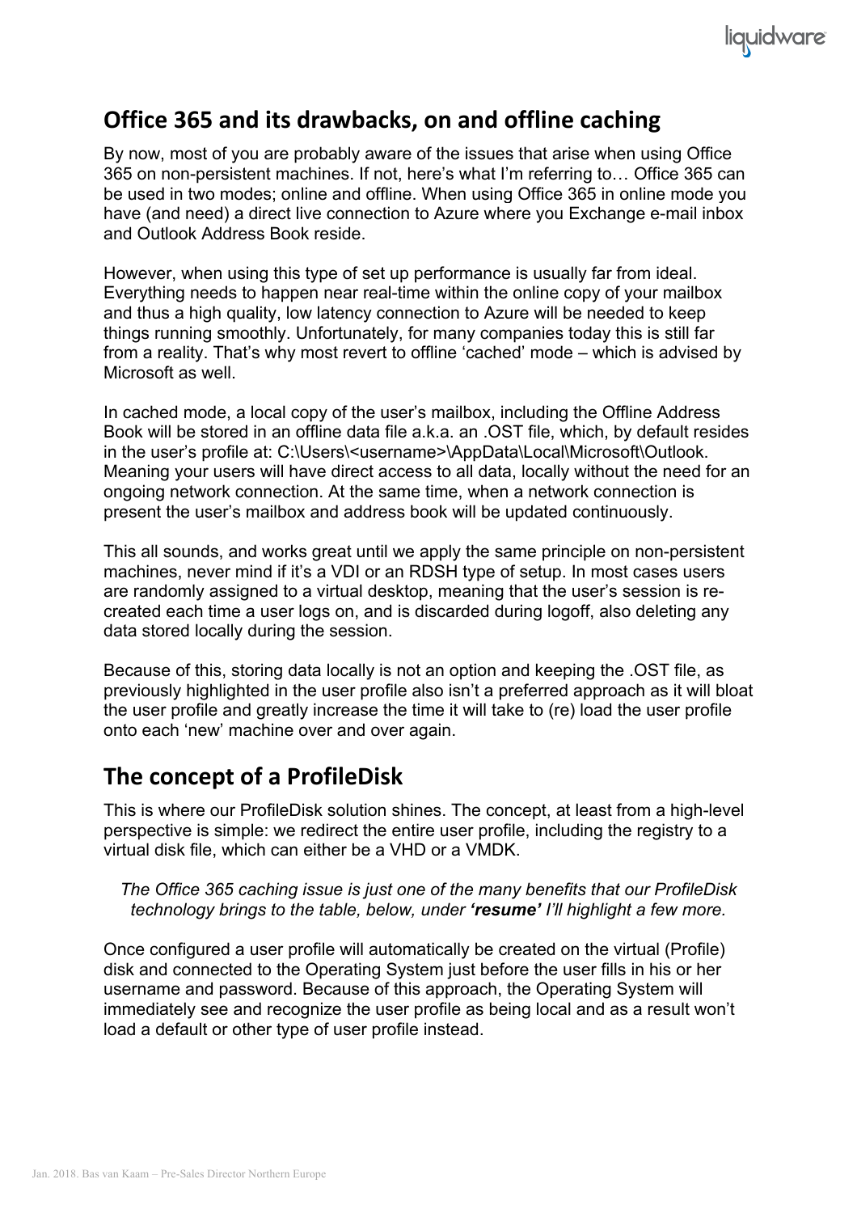## Office 365 and its drawbacks, on and offline caching

By now, most of you are probably aware of the issues that arise when using Office 365 on non-persistent machines. If not, here's what I'm referring to… Office 365 can be used in two modes; online and offline. When using Office 365 in online mode you have (and need) a direct live connection to Azure where you Exchange e-mail inbox and Outlook Address Book reside.

However, when using this type of set up performance is usually far from ideal. Everything needs to happen near real-time within the online copy of your mailbox and thus a high quality, low latency connection to Azure will be needed to keep things running smoothly. Unfortunately, for many companies today this is still far from a reality. That's why most revert to offline 'cached' mode – which is advised by Microsoft as well.

In cached mode, a local copy of the user's mailbox, including the Offline Address Book will be stored in an offline data file a.k.a. an .OST file, which, by default resides in the user's profile at: C:\Users\<username>\AppData\Local\Microsoft\Outlook. Meaning your users will have direct access to all data, locally without the need for an ongoing network connection. At the same time, when a network connection is present the user's mailbox and address book will be updated continuously.

This all sounds, and works great until we apply the same principle on non-persistent machines, never mind if it's a VDI or an RDSH type of setup. In most cases users are randomly assigned to a virtual desktop, meaning that the user's session is re-created each time a user logs on, and is discarded during logoff, also deleting any data stored locally during the session.

Because of this, storing data locally is not an option and keeping the .OST file, as previously highlighted in the user profile also isn't a preferred approach as it will bloat the user profile and greatly increase the time it will take to (re) load the user profile onto each 'new' machine over and over again.

## The concept of a ProfileDisk

This is where our ProfileDisk solution shines. The concept, at least from a high-level perspective is simple: we redirect the entire user profile, including the registry to a virtual disk file, which can either be a VHD or a VMDK.

*The Office 365 caching issue is just one of the many benefits that our ProfileDisk technology brings to the table, below, under **'resume'** I'll highlight a few more.*

Once configured a user profile will automatically be created on the virtual (Profile) disk and connected to the Operating System just before the user fills in his or her username and password. Because of this approach, the Operating System will immediately see and recognize the user profile as being local and as a result won't load a default or other type of user profile instead.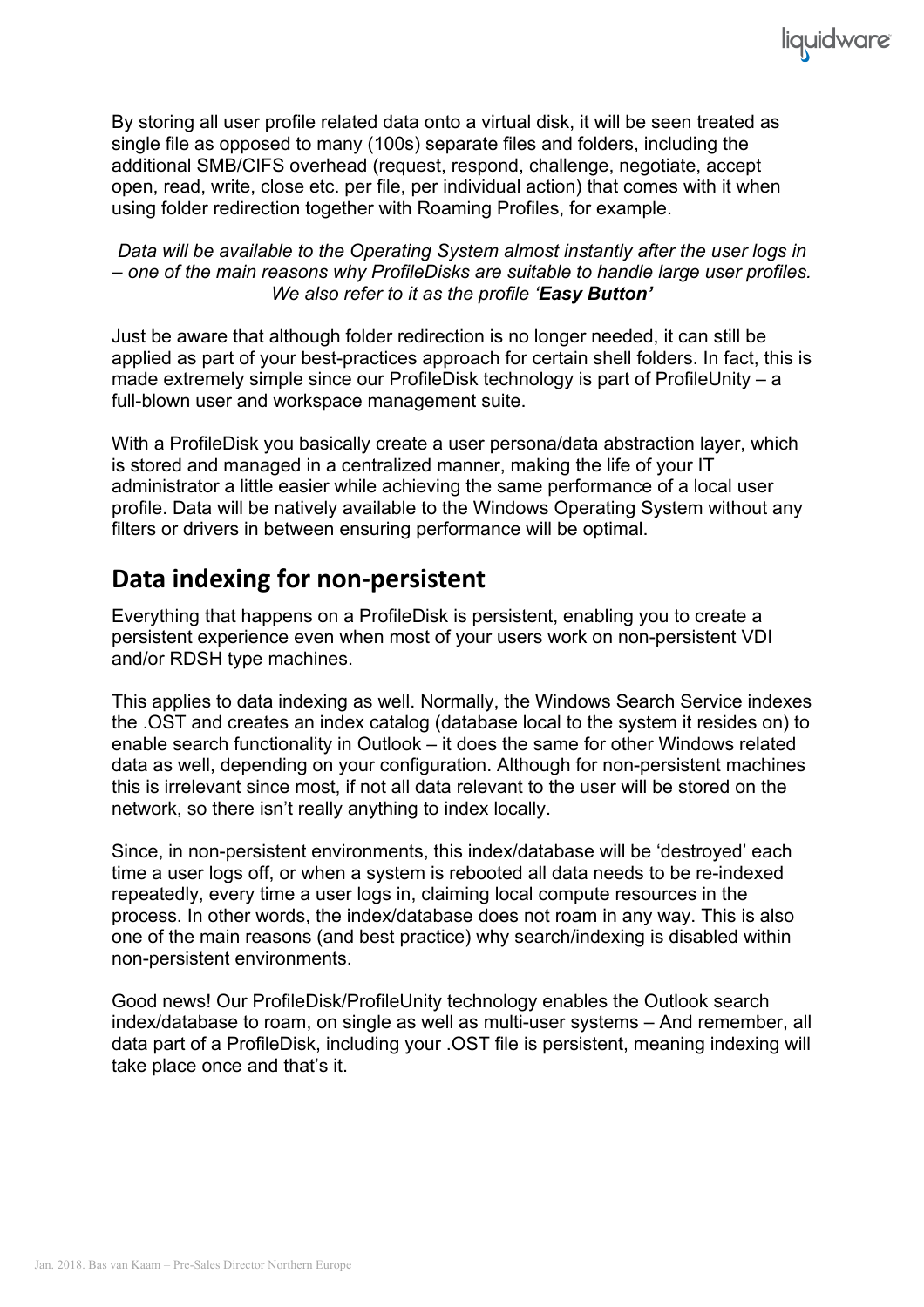By storing all user profile related data onto a virtual disk, it will be seen treated as single file as opposed to many (100s) separate files and folders, including the additional SMB/CIFS overhead (request, respond, challenge, negotiate, accept open, read, write, close etc. per file, per individual action) that comes with it when using folder redirection together with Roaming Profiles, for example.

*Data will be available to the Operating System almost instantly after the user logs in – one of the main reasons why ProfileDisks are suitable to handle large user profiles. We also refer to it as the profile '**Easy Button'***

Just be aware that although folder redirection is no longer needed, it can still be applied as part of your best-practices approach for certain shell folders. In fact, this is made extremely simple since our ProfileDisk technology is part of ProfileUnity – a full-blown user and workspace management suite.

With a ProfileDisk you basically create a user persona/data abstraction layer, which is stored and managed in a centralized manner, making the life of your IT administrator a little easier while achieving the same performance of a local user profile. Data will be natively available to the Windows Operating System without any filters or drivers in between ensuring performance will be optimal.

## Data indexing for non-persistent

Everything that happens on a ProfileDisk is persistent, enabling you to create a persistent experience even when most of your users work on non-persistent VDI and/or RDSH type machines.

This applies to data indexing as well. Normally, the Windows Search Service indexes the .OST and creates an index catalog (database local to the system it resides on) to enable search functionality in Outlook – it does the same for other Windows related data as well, depending on your configuration. Although for non-persistent machines this is irrelevant since most, if not all data relevant to the user will be stored on the network, so there isn't really anything to index locally.

Since, in non-persistent environments, this index/database will be 'destroyed' each time a user logs off, or when a system is rebooted all data needs to be re-indexed repeatedly, every time a user logs in, claiming local compute resources in the process. In other words, the index/database does not roam in any way. This is also one of the main reasons (and best practice) why search/indexing is disabled within non-persistent environments.

Good news! Our ProfileDisk/ProfileUnity technology enables the Outlook search index/database to roam, on single as well as multi-user systems – And remember, all data part of a ProfileDisk, including your .OST file is persistent, meaning indexing will take place once and that's it.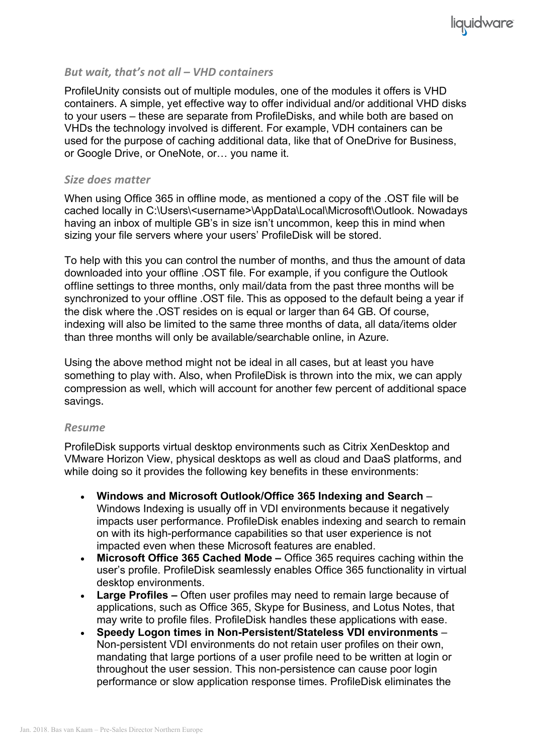### *But wait, that's not all – VHD containers*

ProfileUnity consists out of multiple modules, one of the modules it offers is VHD containers. A simple, yet effective way to offer individual and/or additional VHD disks to your users – these are separate from ProfileDisks, and while both are based on VHDs the technology involved is different. For example, VDH containers can be used for the purpose of caching additional data, like that of OneDrive for Business, or Google Drive, or OneNote, or… you name it.

### *Size does matter*

When using Office 365 in offline mode, as mentioned a copy of the .OST file will be cached locally in C:\Users\<username>\AppData\Local\Microsoft\Outlook. Nowadays having an inbox of multiple GB's in size isn't uncommon, keep this in mind when sizing your file servers where your users' ProfileDisk will be stored.

To help with this you can control the number of months, and thus the amount of data downloaded into your offline .OST file. For example, if you configure the Outlook offline settings to three months, only mail/data from the past three months will be synchronized to your offline .OST file. This as opposed to the default being a year if the disk where the .OST resides on is equal or larger than 64 GB. Of course, indexing will also be limited to the same three months of data, all data/items older than three months will only be available/searchable online, in Azure.

Using the above method might not be ideal in all cases, but at least you have something to play with. Also, when ProfileDisk is thrown into the mix, we can apply compression as well, which will account for another few percent of additional space savings.

### *Resume*

ProfileDisk supports virtual desktop environments such as Citrix XenDesktop and VMware Horizon View, physical desktops as well as cloud and DaaS platforms, and while doing so it provides the following key benefits in these environments:

- **Windows and Microsoft Outlook/Office 365 Indexing and Search** – Windows Indexing is usually off in VDI environments because it negatively impacts user performance. ProfileDisk enables indexing and search to remain on with its high-performance capabilities so that user experience is not impacted even when these Microsoft features are enabled.
- **Microsoft Office 365 Cached Mode –** Office 365 requires caching within the user's profile. ProfileDisk seamlessly enables Office 365 functionality in virtual desktop environments.
- **Large Profiles –** Often user profiles may need to remain large because of applications, such as Office 365, Skype for Business, and Lotus Notes, that may write to profile files. ProfileDisk handles these applications with ease.
- **Speedy Logon times in Non-Persistent/Stateless VDI environments** – Non-persistent VDI environments do not retain user profiles on their own, mandating that large portions of a user profile need to be written at login or throughout the user session. This non-persistence can cause poor login performance or slow application response times. ProfileDisk eliminates the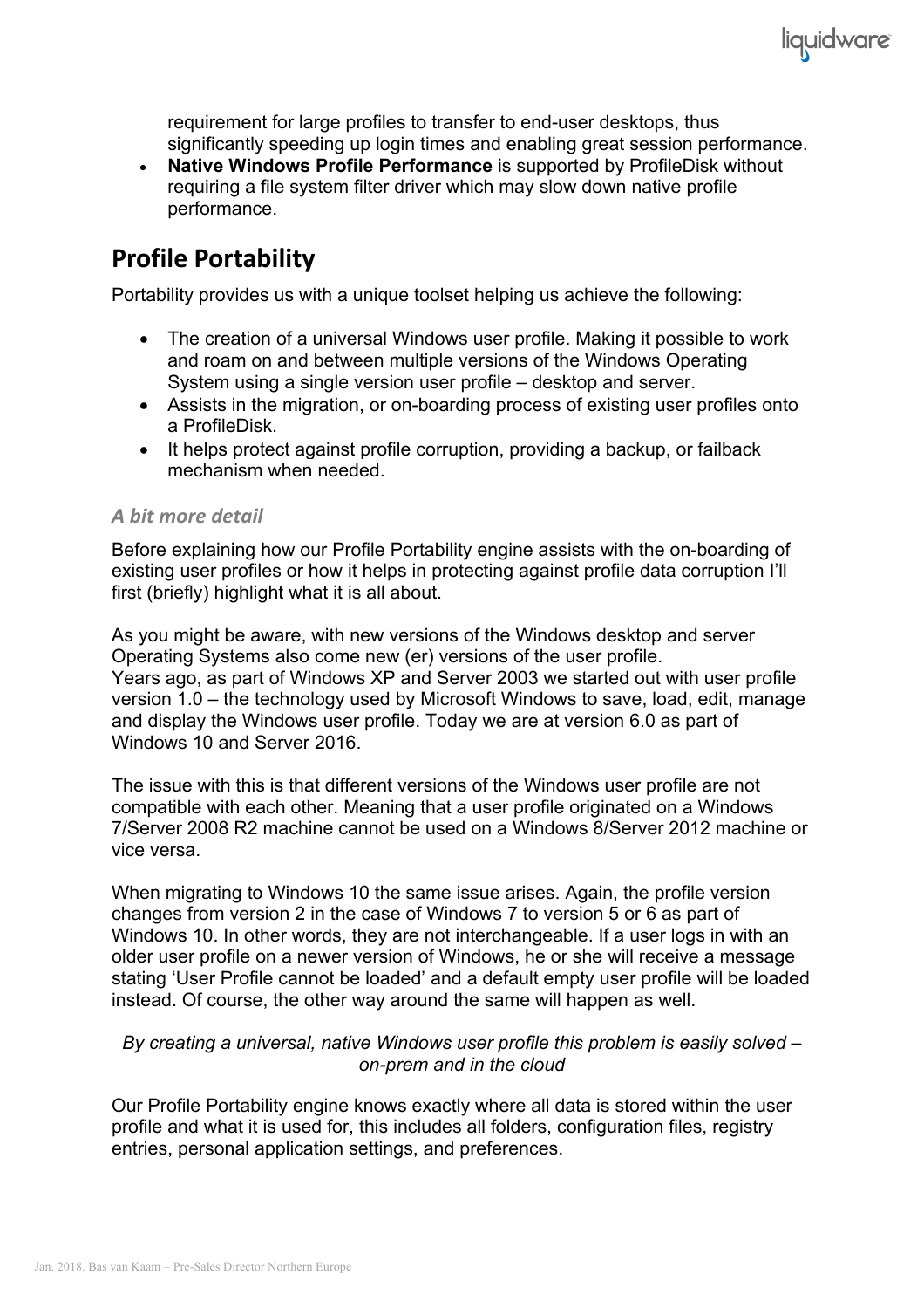requirement for large profiles to transfer to end-user desktops, thus significantly speeding up login times and enabling great session performance.

- **Native Windows Profile Performance** is supported by ProfileDisk without requiring a file system filter driver which may slow down native profile performance.

## Profile Portability

Portability provides us with a unique toolset helping us achieve the following:

- The creation of a universal Windows user profile. Making it possible to work and roam on and between multiple versions of the Windows Operating System using a single version user profile – desktop and server.
- Assists in the migration, or on-boarding process of existing user profiles onto a ProfileDisk.
- It helps protect against profile corruption, providing a backup, or failback mechanism when needed.

### *A bit more detail*

Before explaining how our Profile Portability engine assists with the on-boarding of existing user profiles or how it helps in protecting against profile data corruption I'll first (briefly) highlight what it is all about.

As you might be aware, with new versions of the Windows desktop and server Operating Systems also come new (er) versions of the user profile.
Years ago, as part of Windows XP and Server 2003 we started out with user profile version 1.0 – the technology used by Microsoft Windows to save, load, edit, manage and display the Windows user profile. Today we are at version 6.0 as part of Windows 10 and Server 2016.

The issue with this is that different versions of the Windows user profile are not compatible with each other. Meaning that a user profile originated on a Windows 7/Server 2008 R2 machine cannot be used on a Windows 8/Server 2012 machine or vice versa.

When migrating to Windows 10 the same issue arises. Again, the profile version changes from version 2 in the case of Windows 7 to version 5 or 6 as part of Windows 10. In other words, they are not interchangeable. If a user logs in with an older user profile on a newer version of Windows, he or she will receive a message stating 'User Profile cannot be loaded' and a default empty user profile will be loaded instead. Of course, the other way around the same will happen as well.

*By creating a universal, native Windows user profile this problem is easily solved – on-prem and in the cloud*

Our Profile Portability engine knows exactly where all data is stored within the user profile and what it is used for, this includes all folders, configuration files, registry entries, personal application settings, and preferences.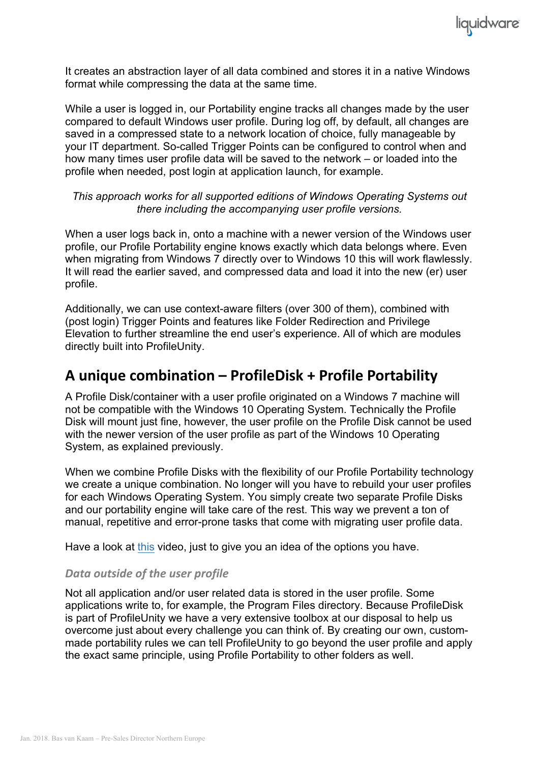It creates an abstraction layer of all data combined and stores it in a native Windows format while compressing the data at the same time.

While a user is logged in, our Portability engine tracks all changes made by the user compared to default Windows user profile. During log off, by default, all changes are saved in a compressed state to a network location of choice, fully manageable by your IT department. So-called Trigger Points can be configured to control when and how many times user profile data will be saved to the network – or loaded into the profile when needed, post login at application launch, for example.

*This approach works for all supported editions of Windows Operating Systems out there including the accompanying user profile versions.*

When a user logs back in, onto a machine with a newer version of the Windows user profile, our Profile Portability engine knows exactly which data belongs where. Even when migrating from Windows 7 directly over to Windows 10 this will work flawlessly. It will read the earlier saved, and compressed data and load it into the new (er) user profile.

Additionally, we can use context-aware filters (over 300 of them), combined with (post login) Trigger Points and features like Folder Redirection and Privilege Elevation to further streamline the end user's experience. All of which are modules directly built into ProfileUnity.

## A unique combination – ProfileDisk + Profile Portability

A Profile Disk/container with a user profile originated on a Windows 7 machine will not be compatible with the Windows 10 Operating System. Technically the Profile Disk will mount just fine, however, the user profile on the Profile Disk cannot be used with the newer version of the user profile as part of the Windows 10 Operating System, as explained previously.

When we combine Profile Disks with the flexibility of our Profile Portability technology we create a unique combination. No longer will you have to rebuild your user profiles for each Windows Operating System. You simply create two separate Profile Disks and our portability engine will take care of the rest. This way we prevent a ton of manual, repetitive and error-prone tasks that come with migrating user profile data.

Have a look at this video, just to give you an idea of the options you have.

### *Data outside of the user profile*

Not all application and/or user related data is stored in the user profile. Some applications write to, for example, the Program Files directory. Because ProfileDisk is part of ProfileUnity we have a very extensive toolbox at our disposal to help us overcome just about every challenge you can think of. By creating our own, custom-made portability rules we can tell ProfileUnity to go beyond the user profile and apply the exact same principle, using Profile Portability to other folders as well.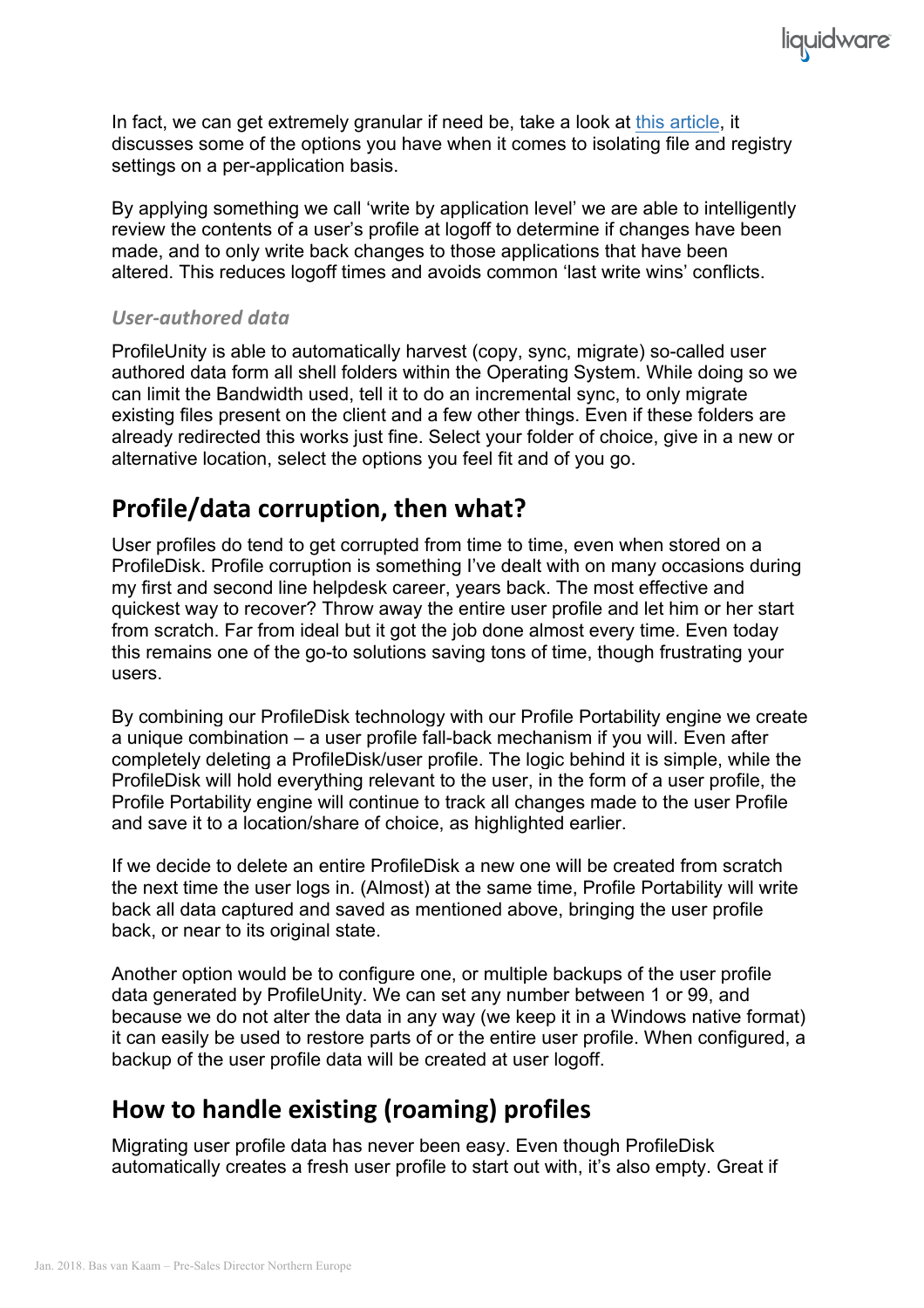In fact, we can get extremely granular if need be, take a look at [this article](), it discusses some of the options you have when it comes to isolating file and registry settings on a per-application basis.

By applying something we call 'write by application level' we are able to intelligently review the contents of a user's profile at logoff to determine if changes have been made, and to only write back changes to those applications that have been altered. This reduces logoff times and avoids common 'last write wins' conflicts.

### *User-authored data*

ProfileUnity is able to automatically harvest (copy, sync, migrate) so-called user authored data form all shell folders within the Operating System. While doing so we can limit the Bandwidth used, tell it to do an incremental sync, to only migrate existing files present on the client and a few other things. Even if these folders are already redirected this works just fine. Select your folder of choice, give in a new or alternative location, select the options you feel fit and of you go.

## Profile/data corruption, then what?

User profiles do tend to get corrupted from time to time, even when stored on a ProfileDisk. Profile corruption is something I've dealt with on many occasions during my first and second line helpdesk career, years back. The most effective and quickest way to recover? Throw away the entire user profile and let him or her start from scratch. Far from ideal but it got the job done almost every time. Even today this remains one of the go-to solutions saving tons of time, though frustrating your users.

By combining our ProfileDisk technology with our Profile Portability engine we create a unique combination – a user profile fall-back mechanism if you will. Even after completely deleting a ProfileDisk/user profile. The logic behind it is simple, while the ProfileDisk will hold everything relevant to the user, in the form of a user profile, the Profile Portability engine will continue to track all changes made to the user Profile and save it to a location/share of choice, as highlighted earlier.

If we decide to delete an entire ProfileDisk a new one will be created from scratch the next time the user logs in. (Almost) at the same time, Profile Portability will write back all data captured and saved as mentioned above, bringing the user profile back, or near to its original state.

Another option would be to configure one, or multiple backups of the user profile data generated by ProfileUnity. We can set any number between 1 or 99, and because we do not alter the data in any way (we keep it in a Windows native format) it can easily be used to restore parts of or the entire user profile. When configured, a backup of the user profile data will be created at user logoff.

## How to handle existing (roaming) profiles

Migrating user profile data has never been easy. Even though ProfileDisk automatically creates a fresh user profile to start out with, it's also empty. Great if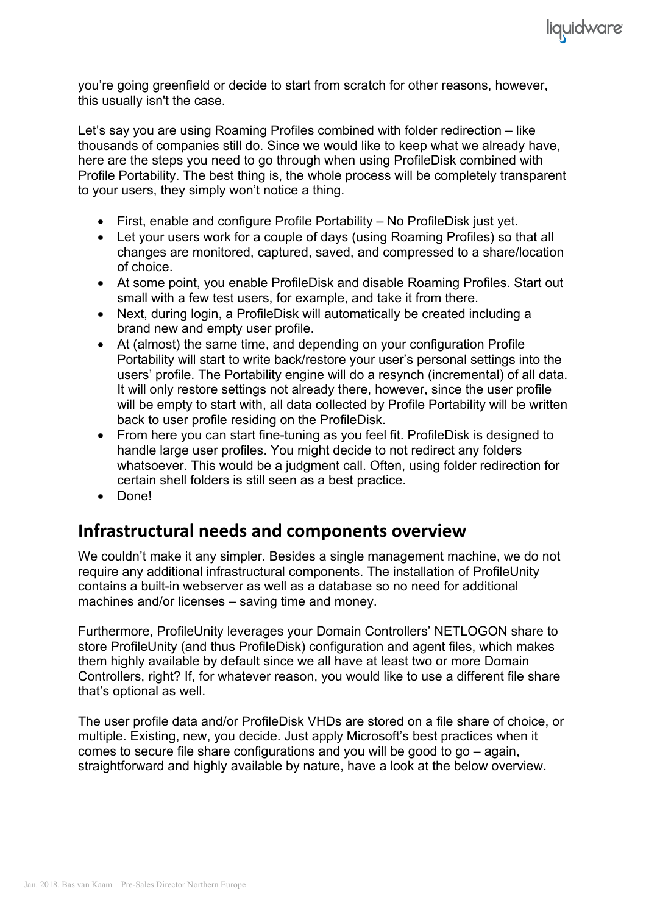you're going greenfield or decide to start from scratch for other reasons, however, this usually isn't the case.

Let's say you are using Roaming Profiles combined with folder redirection – like thousands of companies still do. Since we would like to keep what we already have, here are the steps you need to go through when using ProfileDisk combined with Profile Portability. The best thing is, the whole process will be completely transparent to your users, they simply won't notice a thing.

- First, enable and configure Profile Portability – No ProfileDisk just yet.
- Let your users work for a couple of days (using Roaming Profiles) so that all changes are monitored, captured, saved, and compressed to a share/location of choice.
- At some point, you enable ProfileDisk and disable Roaming Profiles. Start out small with a few test users, for example, and take it from there.
- Next, during login, a ProfileDisk will automatically be created including a brand new and empty user profile.
- At (almost) the same time, and depending on your configuration Profile Portability will start to write back/restore your user's personal settings into the users' profile. The Portability engine will do a resynch (incremental) of all data. It will only restore settings not already there, however, since the user profile will be empty to start with, all data collected by Profile Portability will be written back to user profile residing on the ProfileDisk.
- From here you can start fine-tuning as you feel fit. ProfileDisk is designed to handle large user profiles. You might decide to not redirect any folders whatsoever. This would be a judgment call. Often, using folder redirection for certain shell folders is still seen as a best practice.
- Done!

## Infrastructural needs and components overview

We couldn't make it any simpler. Besides a single management machine, we do not require any additional infrastructural components. The installation of ProfileUnity contains a built-in webserver as well as a database so no need for additional machines and/or licenses – saving time and money.

Furthermore, ProfileUnity leverages your Domain Controllers' NETLOGON share to store ProfileUnity (and thus ProfileDisk) configuration and agent files, which makes them highly available by default since we all have at least two or more Domain Controllers, right? If, for whatever reason, you would like to use a different file share that's optional as well.

The user profile data and/or ProfileDisk VHDs are stored on a file share of choice, or multiple. Existing, new, you decide. Just apply Microsoft's best practices when it comes to secure file share configurations and you will be good to go – again, straightforward and highly available by nature, have a look at the below overview.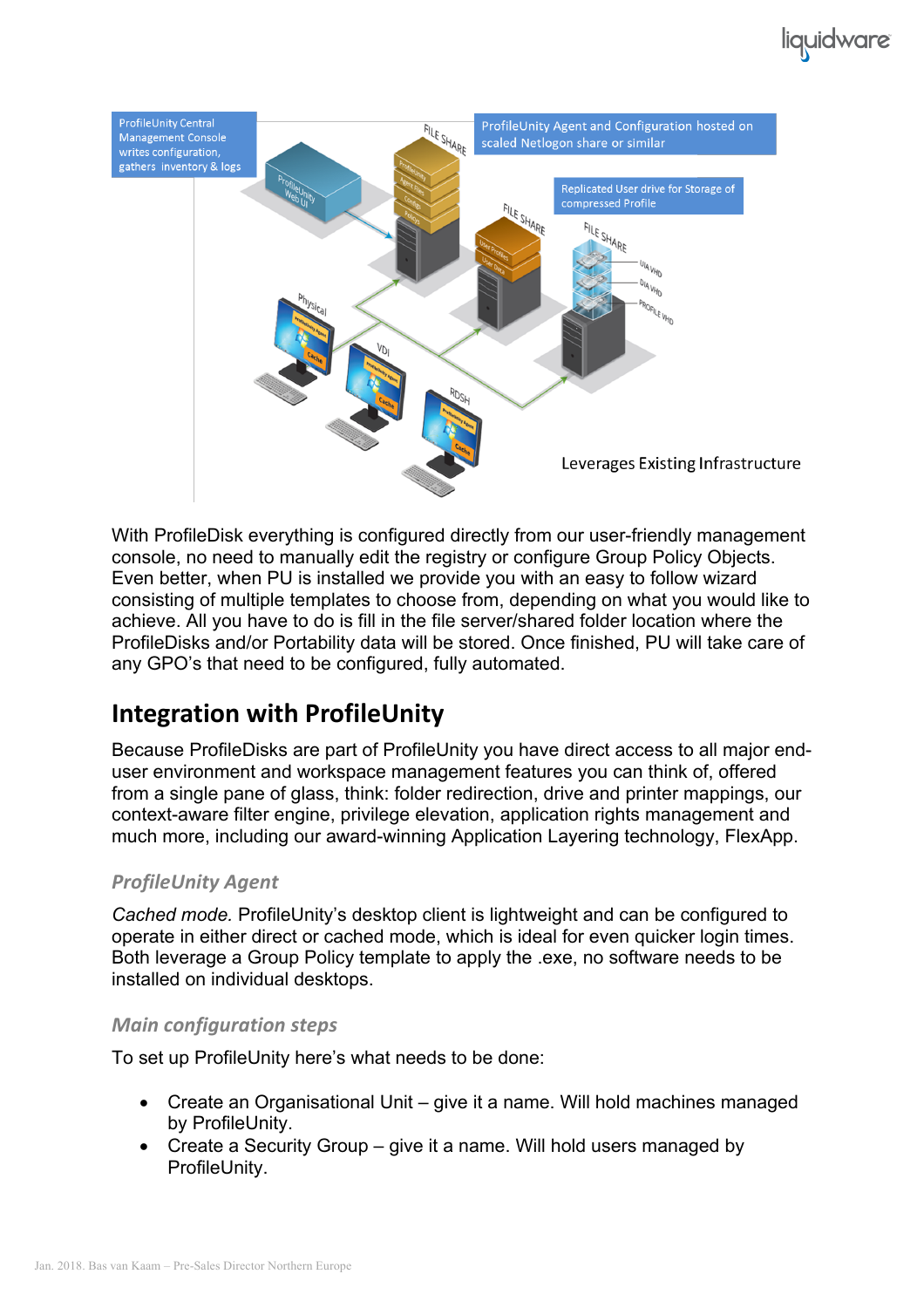With ProfileDisk everything is configured directly from our user-friendly management console, no need to manually edit the registry or configure Group Policy Objects. Even better, when PU is installed we provide you with an easy to follow wizard consisting of multiple templates to choose from, depending on what you would like to achieve. All you have to do is fill in the file server/shared folder location where the ProfileDisks and/or Portability data will be stored. Once finished, PU will take care of any GPO's that need to be configured, fully automated.

## Integration with ProfileUnity

Because ProfileDisks are part of ProfileUnity you have direct access to all major end-user environment and workspace management features you can think of, offered from a single pane of glass, think: folder redirection, drive and printer mappings, our context-aware filter engine, privilege elevation, application rights management and much more, including our award-winning Application Layering technology, FlexApp.

### *ProfileUnity Agent*

*Cached mode.* ProfileUnity's desktop client is lightweight and can be configured to operate in either direct or cached mode, which is ideal for even quicker login times. Both leverage a Group Policy template to apply the .exe, no software needs to be installed on individual desktops.

### *Main configuration steps*

To set up ProfileUnity here's what needs to be done:

- Create an Organisational Unit – give it a name. Will hold machines managed by ProfileUnity.
- Create a Security Group – give it a name. Will hold users managed by ProfileUnity.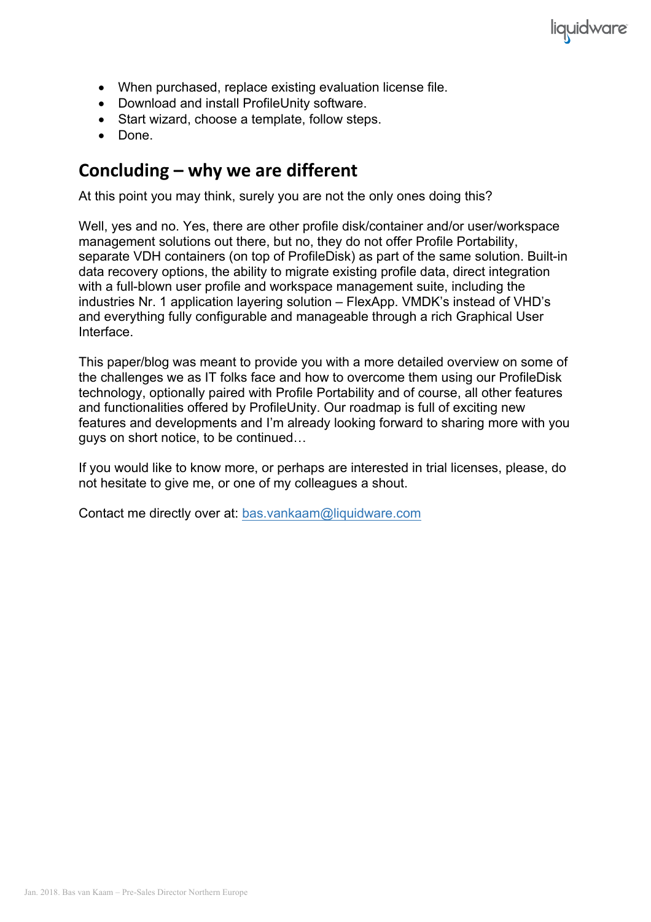- When purchased, replace existing evaluation license file.
- Download and install ProfileUnity software.
- Start wizard, choose a template, follow steps.
- Done.

## Concluding – why we are different

At this point you may think, surely you are not the only ones doing this?

Well, yes and no. Yes, there are other profile disk/container and/or user/workspace management solutions out there, but no, they do not offer Profile Portability, separate VDH containers (on top of ProfileDisk) as part of the same solution. Built-in data recovery options, the ability to migrate existing profile data, direct integration with a full-blown user profile and workspace management suite, including the industries Nr. 1 application layering solution – FlexApp. VMDK's instead of VHD's and everything fully configurable and manageable through a rich Graphical User Interface.

This paper/blog was meant to provide you with a more detailed overview on some of the challenges we as IT folks face and how to overcome them using our ProfileDisk technology, optionally paired with Profile Portability and of course, all other features and functionalities offered by ProfileUnity. Our roadmap is full of exciting new features and developments and I'm already looking forward to sharing more with you guys on short notice, to be continued…

If you would like to know more, or perhaps are interested in trial licenses, please, do not hesitate to give me, or one of my colleagues a shout.

Contact me directly over at: bas.vankaam@liquidware.com